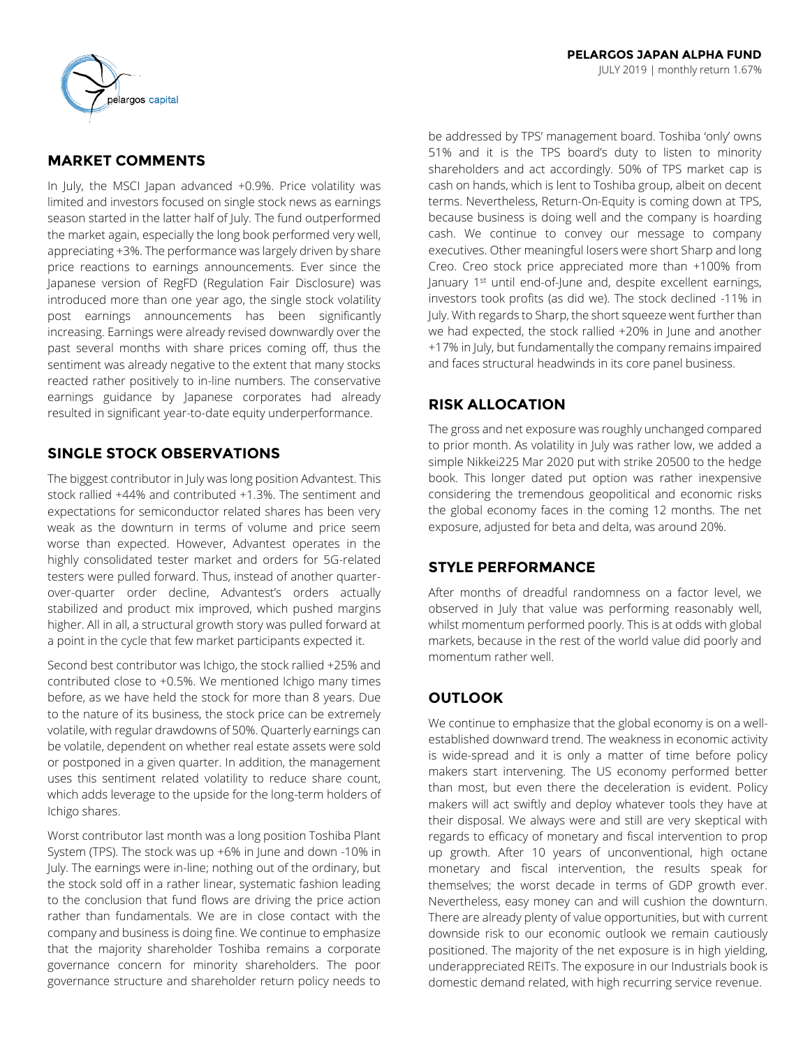# PELARGOS JAPAN ALPHA FUND

JULY 2019 | monthly return 1.67%

## MARKET COMMENTS

In July, the MSCI Japan advanced +0.9%. Price volatility was limited and investors focused on single stock news as earnings season started in the latter half of July. The fund outperformed the market again, especially the long book performed very well, appreciating +3%. The performance was largely driven by share price reactions to earnings announcements. Ever since the Japanese version of RegFD (Regulation Fair Disclosure) was introduced more than one year ago, the single stock volatility post earnings announcements has been significantly increasing. Earnings were already revised downwardly over the past several months with share prices coming off, thus the sentiment was already negative to the extent that many stocks reacted rather positively to in-line numbers. The conservative earnings guidance by Japanese corporates had already resulted in significant year-to-date equity underperformance.

## SINGLE STOCK OBSERVATIONS

The biggest contributor in July was long position Advantest. This stock rallied +44% and contributed +1.3%. The sentiment and expectations for semiconductor related shares has been very weak as the downturn in terms of volume and price seem worse than expected. However, Advantest operates in the highly consolidated tester market and orders for 5G-related testers were pulled forward. Thus, instead of another quarter-over-quarter order decline, Advantest's orders actually stabilized and product mix improved, which pushed margins higher. All in all, a structural growth story was pulled forward at a point in the cycle that few market participants expected it.

Second best contributor was Ichigo, the stock rallied +25% and contributed close to +0.5%. We mentioned Ichigo many times before, as we have held the stock for more than 8 years. Due to the nature of its business, the stock price can be extremely volatile, with regular drawdowns of 50%. Quarterly earnings can be volatile, dependent on whether real estate assets were sold or postponed in a given quarter. In addition, the management uses this sentiment related volatility to reduce share count, which adds leverage to the upside for the long-term holders of Ichigo shares.

Worst contributor last month was a long position Toshiba Plant System (TPS). The stock was up +6% in June and down -10% in July. The earnings were in-line; nothing out of the ordinary, but the stock sold off in a rather linear, systematic fashion leading to the conclusion that fund flows are driving the price action rather than fundamentals. We are in close contact with the company and business is doing fine. We continue to emphasize that the majority shareholder Toshiba remains a corporate governance concern for minority shareholders. The poor governance structure and shareholder return policy needs to be addressed by TPS' management board. Toshiba 'only' owns 51% and it is the TPS board's duty to listen to minority shareholders and act accordingly. 50% of TPS market cap is cash on hands, which is lent to Toshiba group, albeit on decent terms. Nevertheless, Return-On-Equity is coming down at TPS, because business is doing well and the company is hoarding cash. We continue to convey our message to company executives. Other meaningful losers were short Sharp and long Creo. Creo stock price appreciated more than +100% from January 1st until end-of-June and, despite excellent earnings, investors took profits (as did we). The stock declined -11% in July. With regards to Sharp, the short squeeze went further than we had expected, the stock rallied +20% in June and another +17% in July, but fundamentally the company remains impaired and faces structural headwinds in its core panel business.

## RISK ALLOCATION

The gross and net exposure was roughly unchanged compared to prior month. As volatility in July was rather low, we added a simple Nikkei225 Mar 2020 put with strike 20500 to the hedge book. This longer dated put option was rather inexpensive considering the tremendous geopolitical and economic risks the global economy faces in the coming 12 months. The net exposure, adjusted for beta and delta, was around 20%.

## STYLE PERFORMANCE

After months of dreadful randomness on a factor level, we observed in July that value was performing reasonably well, whilst momentum performed poorly. This is at odds with global markets, because in the rest of the world value did poorly and momentum rather well.

## OUTLOOK

We continue to emphasize that the global economy is on a well-established downward trend. The weakness in economic activity is wide-spread and it is only a matter of time before policy makers start intervening. The US economy performed better than most, but even there the deceleration is evident. Policy makers will act swiftly and deploy whatever tools they have at their disposal. We always were and still are very skeptical with regards to efficacy of monetary and fiscal intervention to prop up growth. After 10 years of unconventional, high octane monetary and fiscal intervention, the results speak for themselves; the worst decade in terms of GDP growth ever. Nevertheless, easy money can and will cushion the downturn. There are already plenty of value opportunities, but with current downside risk to our economic outlook we remain cautiously positioned. The majority of the net exposure is in high yielding, underappreciated REITs. The exposure in our Industrials book is domestic demand related, with high recurring service revenue.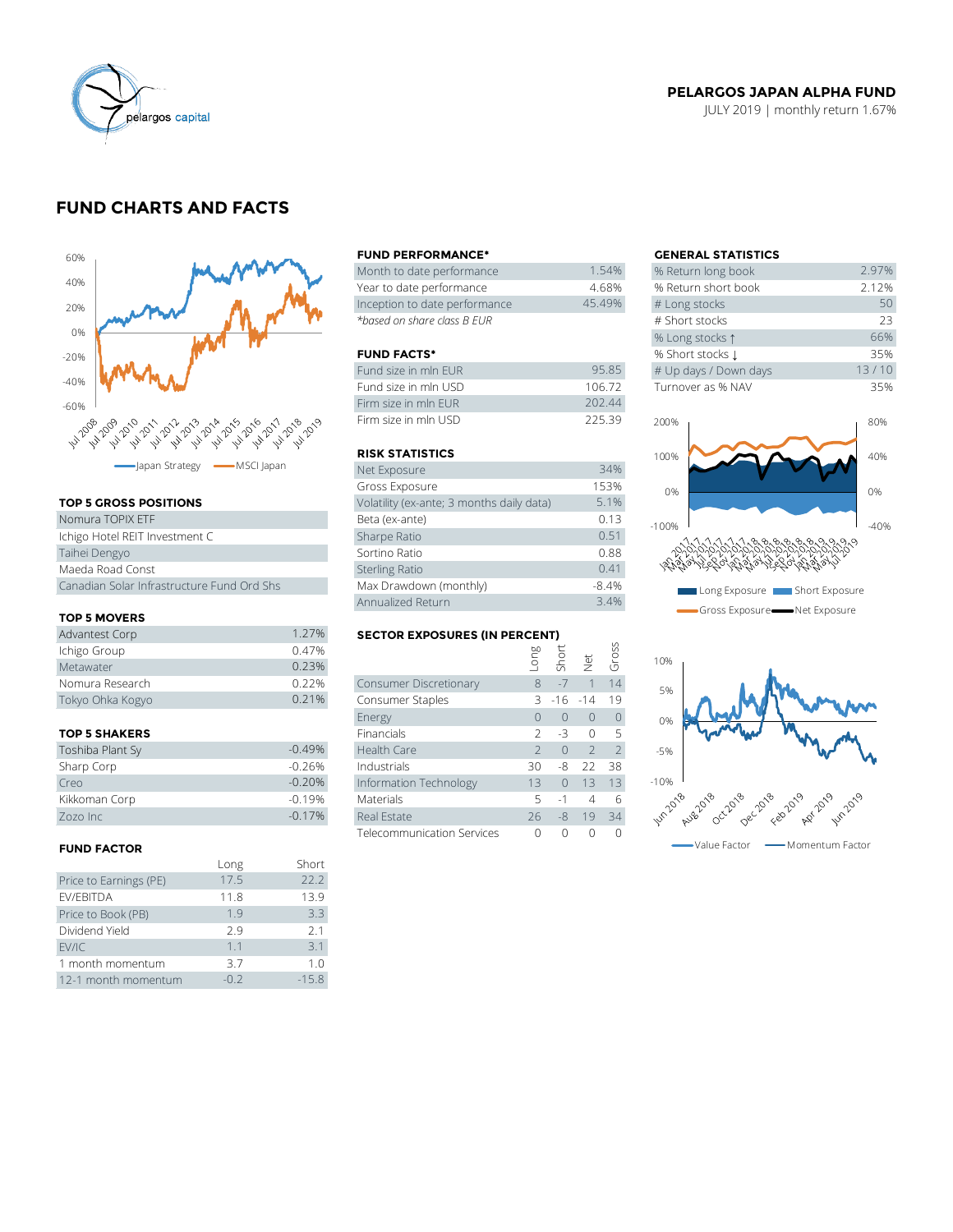**PELARGOS JAPAN ALPHA FUND**

JULY 2019 | monthly return 1.67%

## FUND CHARTS AND FACTS

60%
40%
20%
0%
-20%
-40%
-60%

Jul 2008 Jul 2009 Jul 2010 Jul 2011 Jul 2012 Jul 2013 Jul 2014 Jul 2015 Jul 2016 Jul 2017 Jul 2018 Jul 2019

Japan Strategy    MSCI Japan

### TOP 5 GROSS POSITIONS

| |
|---|
| Nomura TOPIX ETF |
| Ichigo Hotel REIT Investment C |
| Taihei Dengyo |
| Maeda Road Const |
| Canadian Solar Infrastructure Fund Ord Shs |

### TOP 5 MOVERS

| | |
|---|---|
| Advantest Corp | 1.27% |
| Ichigo Group | 0.47% |
| Metawater | 0.23% |
| Nomura Research | 0.22% |
| Tokyo Ohka Kogyo | 0.21% |

### TOP 5 SHAKERS

| | |
|---|---|
| Toshiba Plant Sy | -0.49% |
| Sharp Corp | -0.26% |
| Creo | -0.20% |
| Kikkoman Corp | -0.19% |
| Zozo Inc | -0.17% |

### FUND FACTOR

| | Long | Short |
|---|---|---|
| Price to Earnings (PE) | 17.5 | 22.2 |
| EV/EBITDA | 11.8 | 13.9 |
| Price to Book (PB) | 1.9 | 3.3 |
| Dividend Yield | 2.9 | 2.1 |
| EV/IC | 1.1 | 3.1 |
| 1 month momentum | 3.7 | 1.0 |
| 12-1 month momentum | -0.2 | -15.8 |

### FUND PERFORMANCE*

| | |
|---|---|
| Month to date performance | 1.54% |
| Year to date performance | 4.68% |
| Inception to date performance | 45.49% |

*based on share class B EUR

### FUND FACTS*

| | |
|---|---|
| Fund size in mln EUR | 95.85 |
| Fund size in mln USD | 106.72 |
| Firm size in mln EUR | 202.44 |
| Firm size in mln USD | 225.39 |

### RISK STATISTICS

| | |
|---|---|
| Net Exposure | 34% |
| Gross Exposure | 153% |
| Volatility (ex-ante; 3 months daily data) | 5.1% |
| Beta (ex-ante) | 0.13 |
| Sharpe Ratio | 0.51 |
| Sortino Ratio | 0.88 |
| Sterling Ratio | 0.41 |
| Max Drawdown (monthly) | -8.4% |
| Annualized Return | 3.4% |

### SECTOR EXPOSURES (IN PERCENT)

| | Long | Short | Net | Gross |
|---|---|---|---|---|
| Consumer Discretionary | 8 | -7 | 1 | 14 |
| Consumer Staples | 3 | -16 | -14 | 19 |
| Energy | 0 | 0 | 0 | 0 |
| Financials | 2 | -3 | 0 | 5 |
| Health Care | 2 | 0 | 2 | 2 |
| Industrials | 30 | -8 | 22 | 38 |
| Information Technology | 13 | 0 | 13 | 13 |
| Materials | 5 | -1 | 4 | 6 |
| Real Estate | 26 | -8 | 19 | 34 |
| Telecommunication Services | 0 | 0 | 0 | 0 |

### GENERAL STATISTICS

| | |
|---|---|
| % Return long book | 2.97% |
| % Return short book | 2.12% |
| # Long stocks | 50 |
| # Short stocks | 23 |
| % Long stocks ↑ | 66% |
| % Short stocks ↓ | 35% |
| # Up days / Down days | 13 / 10 |
| Turnover as % NAV | 35% |

200%
100%
0%
-100%

80%
40%
0%
-40%

Jan 2017 Mar 2017 May 2017 Jul 2017 Sep 2017 Nov 2017 Jan 2018 Mar 2018 May 2018 Jul 2018 Sep 2018 Nov 2018 Jan 2019 Mar 2019 May 2019 Jul 2019

Long Exposure    Short Exposure
Gross Exposure    Net Exposure

10%
5%
0%
-5%
-10%

Jun 2018 Aug 2018 Oct 2018 Dec 2018 Feb 2019 Apr 2019 Jun 2019

Value Factor    Momentum Factor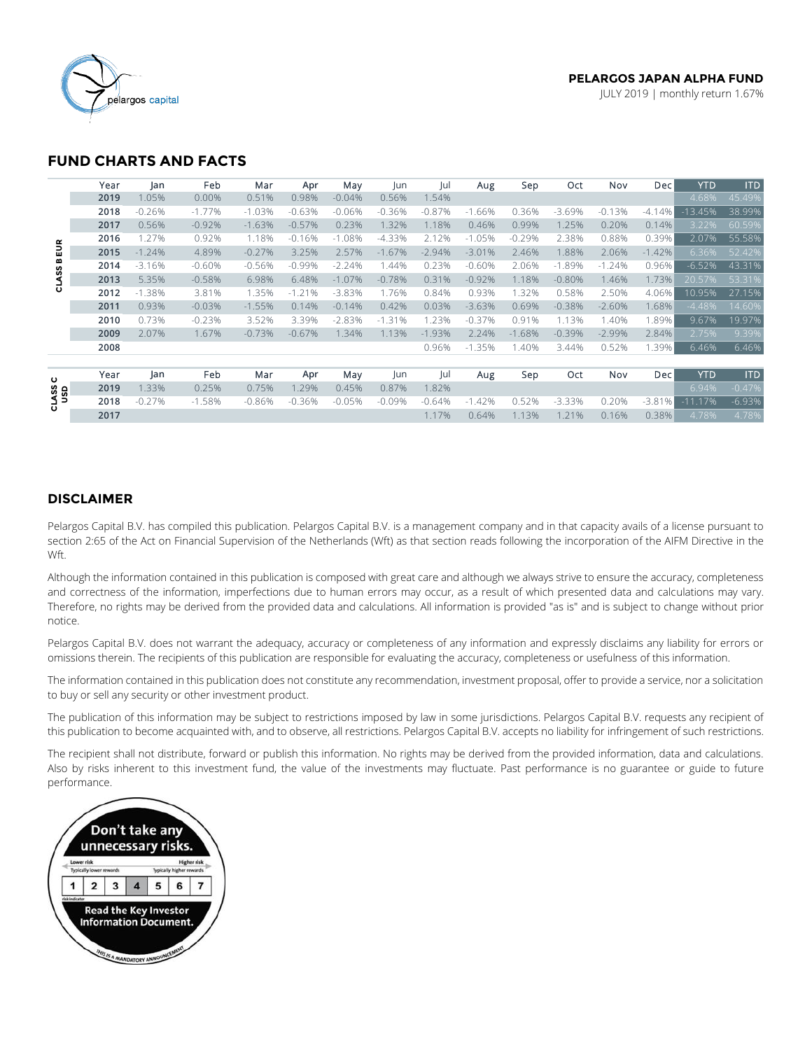**PELARGOS JAPAN ALPHA FUND**

JULY 2019 | monthly return 1.67%

## FUND CHARTS AND FACTS

| | Year | Jan | Feb | Mar | Apr | May | Jun | Jul | Aug | Sep | Oct | Nov | Dec | YTD | ITD |
|---|---|---|---|---|---|---|---|---|---|---|---|---|---|---|---|
| CLASS B EUR | 2019 | 1.05% | 0.00% | 0.51% | 0.98% | -0.04% | 0.56% | 1.54% | | | | | | 4.68% | 45.49% |
| | 2018 | -0.26% | -1.77% | -1.03% | -0.63% | -0.06% | -0.36% | -0.87% | -1.66% | 0.36% | -3.69% | -0.13% | -4.14% | -13.45% | 38.99% |
| | 2017 | 0.56% | -0.92% | -1.63% | -0.57% | 0.23% | 1.32% | 1.18% | 0.46% | 0.99% | 1.25% | 0.20% | 0.14% | 3.22% | 60.59% |
| | 2016 | 1.27% | 0.92% | 1.18% | -0.16% | -1.08% | -4.33% | 2.12% | -1.05% | -0.29% | 2.38% | 0.88% | 0.39% | 2.07% | 55.58% |
| | 2015 | -1.24% | 4.89% | -0.27% | 3.25% | 2.57% | -1.67% | -2.94% | -3.01% | 2.46% | 1.88% | 2.06% | -1.42% | 6.36% | 52.42% |
| | 2014 | -3.16% | -0.60% | -0.56% | -0.99% | -2.24% | 1.44% | 0.23% | -0.60% | 2.06% | -1.89% | -1.24% | 0.96% | -6.52% | 43.31% |
| | 2013 | 5.35% | -0.58% | 6.98% | 6.48% | -1.07% | -0.78% | 0.31% | -0.92% | 1.18% | -0.80% | 1.46% | 1.73% | 20.57% | 53.31% |
| | 2012 | -1.38% | 3.81% | 1.35% | -1.21% | -3.83% | 1.76% | 0.84% | 0.93% | 1.32% | 0.58% | 2.50% | 4.06% | 10.95% | 27.15% |
| | 2011 | 0.93% | -0.03% | -1.55% | 0.14% | -0.14% | 0.42% | 0.03% | -3.63% | 0.69% | -0.38% | -2.60% | 1.68% | -4.48% | 14.60% |
| | 2010 | 0.73% | -0.23% | 3.52% | 3.39% | -2.83% | -1.31% | 1.23% | -0.37% | 0.91% | 1.13% | 1.40% | 1.89% | 9.67% | 19.97% |
| | 2009 | 2.07% | 1.67% | -0.73% | -0.67% | 1.34% | 1.13% | -1.93% | 2.24% | -1.68% | -0.39% | -2.99% | 2.84% | 2.75% | 9.39% |
| | 2008 | | | | | | | 0.96% | -1.35% | 1.40% | 3.44% | 0.52% | 1.39% | 6.46% | 6.46% |

| | Year | Jan | Feb | Mar | Apr | May | Jun | Jul | Aug | Sep | Oct | Nov | Dec | YTD | ITD |
|---|---|---|---|---|---|---|---|---|---|---|---|---|---|---|---|
| CLASS C USD | 2019 | 1.33% | 0.25% | 0.75% | 1.29% | 0.45% | 0.87% | 1.82% | | | | | | 6.94% | -0.47% |
| | 2018 | -0.27% | -1.58% | -0.86% | -0.36% | -0.05% | -0.09% | -0.64% | -1.42% | 0.52% | -3.33% | 0.20% | -3.81% | -11.17% | -6.93% |
| | 2017 | | | | | | | 1.17% | 0.64% | 1.13% | 1.21% | 0.16% | 0.38% | 4.78% | 4.78% |

## DISCLAIMER

Pelargos Capital B.V. has compiled this publication. Pelargos Capital B.V. is a management company and in that capacity avails of a license pursuant to section 2:65 of the Act on Financial Supervision of the Netherlands (Wft) as that section reads following the incorporation of the AIFM Directive in the Wft.

Although the information contained in this publication is composed with great care and although we always strive to ensure the accuracy, completeness and correctness of the information, imperfections due to human errors may occur, as a result of which presented data and calculations may vary. Therefore, no rights may be derived from the provided data and calculations. All information is provided "as is" and is subject to change without prior notice.

Pelargos Capital B.V. does not warrant the adequacy, accuracy or completeness of any information and expressly disclaims any liability for errors or omissions therein. The recipients of this publication are responsible for evaluating the accuracy, completeness or usefulness of this information.

The information contained in this publication does not constitute any recommendation, investment proposal, offer to provide a service, nor a solicitation to buy or sell any security or other investment product.

The publication of this information may be subject to restrictions imposed by law in some jurisdictions. Pelargos Capital B.V. requests any recipient of this publication to become acquainted with, and to observe, all restrictions. Pelargos Capital B.V. accepts no liability for infringement of such restrictions.

The recipient shall not distribute, forward or publish this information. No rights may be derived from the provided information, data and calculations. Also by risks inherent to this investment fund, the value of the investments may fluctuate. Past performance is no guarantee or guide to future performance.

Don't take any unnecessary risks.

Lower risk — Higher risk

Typically lower rewards — Typically higher rewards

1 2 3 4 5 6 7

risk indicator

Read the Key Investor Information Document.

THIS IS A MANDATORY ANNOUNCEMENT